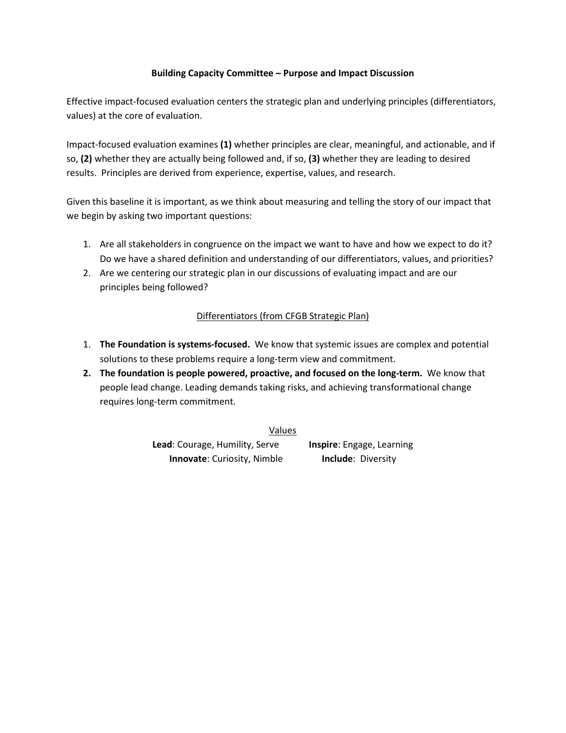# Building Capacity Committee – Purpose and Impact Discussion

Effective impact-focused evaluation centers the strategic plan and underlying principles (differentiators, values) at the core of evaluation.

Impact-focused evaluation examines **(1)** whether principles are clear, meaningful, and actionable, and if so, **(2)** whether they are actually being followed and, if so, **(3)** whether they are leading to desired results. Principles are derived from experience, expertise, values, and research.

Given this baseline it is important, as we think about measuring and telling the story of our impact that we begin by asking two important questions:

1. Are all stakeholders in congruence on the impact we want to have and how we expect to do it? Do we have a shared definition and understanding of our differentiators, values, and priorities?
2. Are we centering our strategic plan in our discussions of evaluating impact and are our principles being followed?

## Differentiators (from CFGB Strategic Plan)

1. **The Foundation is systems-focused.** We know that systemic issues are complex and potential solutions to these problems require a long-term view and commitment.
2. **The foundation is people powered, proactive, and focused on the long-term.** We know that people lead change. Leading demands taking risks, and achieving transformational change requires long-term commitment.

## Values

**Lead**: Courage, Humility, Serve

**Inspire**: Engage, Learning

**Innovate**: Curiosity, Nimble

**Include**: Diversity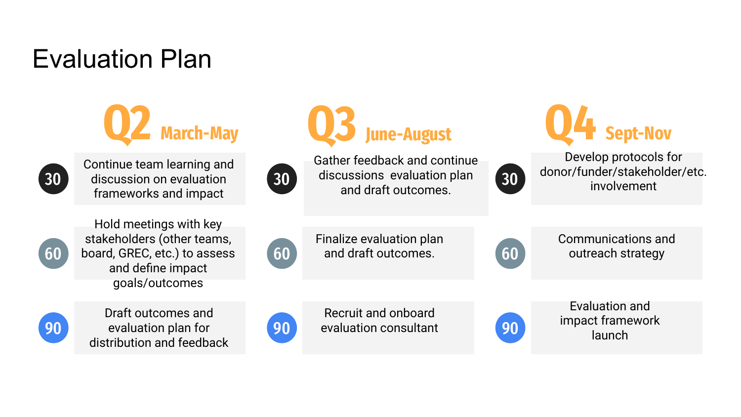# Evaluation Plan

## Q2 March-May

- **30** — Continue team learning and discussion on evaluation frameworks and impact
- **60** — Hold meetings with key stakeholders (other teams, board, GREC, etc.) to assess and define impact goals/outcomes
- **90** — Draft outcomes and evaluation plan for distribution and feedback

## Q3 June-August

- **30** — Gather feedback and continue discussions evaluation plan and draft outcomes.
- **60** — Finalize evaluation plan and draft outcomes.
- **90** — Recruit and onboard evaluation consultant

## Q4 Sept-Nov

- **30** — Develop protocols for donor/funder/stakeholder/etc. involvement
- **60** — Communications and outreach strategy
- **90** — Evaluation and impact framework launch